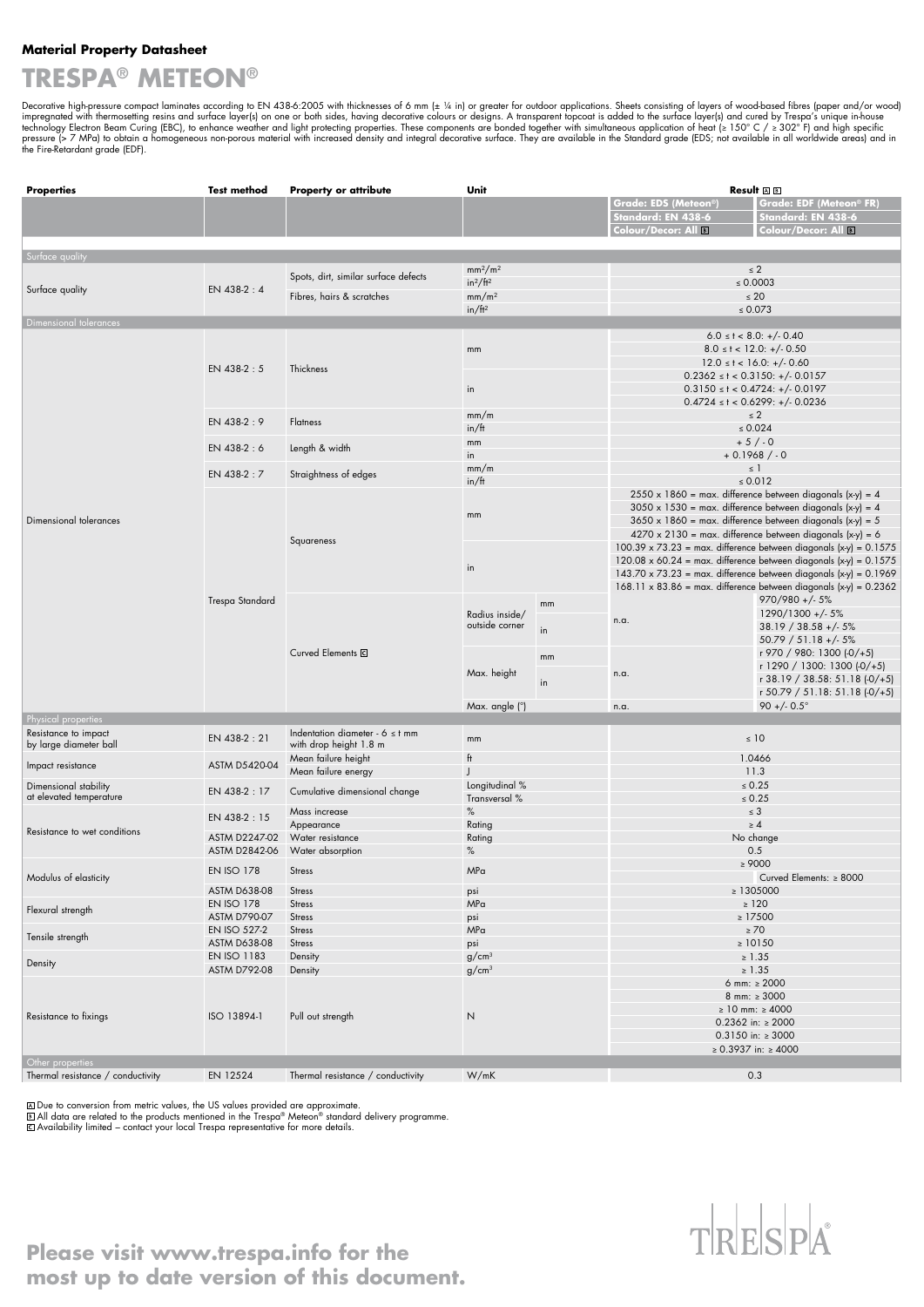**Material Property Datasheet**

# TRESPA® METEON®

Decorative high-pressure compact laminates according to EN 438-6:2005 with thicknesses of 6 mm (± ¼ in) or greater for outdoor applications. Sheets consisting of layers of wood-based fibres (paper and/or wood) impregnated with thermosetting resins and surface layer(s) on one or both sides, having decorative colours or designs. A transparent topcoat is added to the surface layer(s) and cured by Trespa's unique in-house technology Electron Beam Curing (EBC), to enhance weather and light protecting properties. These components are bonded together with simultaneous application of heat (≥ 150° C / ≥ 302° F) and high specific pressure (> 7 MPa) to obtain a homogeneous non-porous material with increased density and integral decorative surface. They are available in the Standard grade (EDS; not available in all worldwide areas) and in the Fire-Retardant grade (EDF).

| Properties | Test method | Property or attribute | Unit | | Result [A] [B] Grade: EDS (Meteon®) Standard: EN 438-6 Colour/Decor: All [B] | Grade: EDF (Meteon® FR) Standard: EN 438-6 Colour/Decor: All [B] |
|---|---|---|---|---|---|---|
| **Surface quality** | | | | | | |
| Surface quality | EN 438-2 : 4 | Spots, dirt, similar surface defects | mm²/m² | | ≤ 2 | |
| | | | in²/ft² | | ≤ 0.0003 | |
| | | Fibres, hairs & scratches | mm/m² | | ≤ 20 | |
| | | | in/ft² | | ≤ 0.073 | |
| **Dimensional tolerances** | | | | | | |
| Dimensional tolerances | EN 438-2 : 5 | Thickness | mm | | 6.0 ≤ t < 8.0: +/- 0.40<br>8.0 ≤ t < 12.0: +/- 0.50<br>12.0 ≤ t < 16.0: +/- 0.60 | |
| | | | in | | 0.2362 ≤ t < 0.3150: +/- 0.0157<br>0.3150 ≤ t < 0.4724: +/- 0.0197<br>0.4724 ≤ t < 0.6299: +/- 0.0236 | |
| | EN 438-2 : 9 | Flatness | mm/m | | ≤ 2 | |
| | | | in/ft | | ≤ 0.024 | |
| | EN 438-2 : 6 | Length & width | mm | | + 5 / - 0 | |
| | | | in | | + 0.1968 / - 0 | |
| | EN 438-2 : 7 | Straightness of edges | mm/m | | ≤ 1 | |
| | | | in/ft | | ≤ 0.012 | |
| | Trespa Standard | Squareness | mm | | 2550 x 1860 = max. difference between diagonals (x-y) = 4<br>3050 x 1530 = max. difference between diagonals (x-y) = 4<br>3650 x 1860 = max. difference between diagonals (x-y) = 5<br>4270 x 2130 = max. difference between diagonals (x-y) = 6 | |
| | | | in | | 100.39 x 73.23 = max. difference between diagonals (x-y) = 0.1575<br>120.08 x 60.24 = max. difference between diagonals (x-y) = 0.1575<br>143.70 x 73.23 = max. difference between diagonals (x-y) = 0.1969<br>168.11 x 83.86 = max. difference between diagonals (x-y) = 0.2362 | |
| | | Curved Elements [C] | Radius inside/ outside corner | mm | n.a. | 970/980 +/- 5%<br>1290/1300 +/- 5% |
| | | | | in | | 38.19 / 38.58 +/- 5%<br>50.79 / 51.18 +/- 5% |
| | | | Max. height | mm | n.a. | r 970 / 980: 1300 (-0/+5)<br>r 1290 / 1300: 1300 (-0/+5) |
| | | | | in | | r 38.19 / 38.58: 51.18 (-0/+5)<br>r 50.79 / 51.18: 51.18 (-0/+5) |
| | | | Max. angle (°) | | n.a. | 90 +/- 0.5° |
| **Physical properties** | | | | | | |
| Resistance to impact by large diameter ball | EN 438-2 : 21 | Indentation diameter - 6 ≤ t mm with drop height 1.8 m | mm | | ≤ 10 | |
| Impact resistance | ASTM D5420-04 | Mean failure height | ft | | 1.0466 | |
| | | Mean failure energy | J | | 11.3 | |
| Dimensional stability at elevated temperature | EN 438-2 : 17 | Cumulative dimensional change | Longitudinal % | | ≤ 0.25 | |
| | | | Transversal % | | ≤ 0.25 | |
| Resistance to wet conditions | EN 438-2 : 15 | Mass increase | % | | ≤ 3 | |
| | | Appearance | Rating | | ≥ 4 | |
| | ASTM D2247-02 | Water resistance | Rating | | No change | |
| | ASTM D2842-06 | Water absorption | % | | 0.5 | |
| Modulus of elasticity | EN ISO 178 | Stress | MPa | | ≥ 9000 | Curved Elements: ≥ 8000 |
| | ASTM D638-08 | Stress | psi | | ≥ 1305000 | |
| Flexural strength | EN ISO 178 | Stress | MPa | | ≥ 120 | |
| | ASTM D790-07 | Stress | psi | | ≥ 17500 | |
| Tensile strength | EN ISO 527-2 | Stress | MPa | | ≥ 70 | |
| | ASTM D638-08 | Stress | psi | | ≥ 10150 | |
| Density | EN ISO 1183 | Density | g/cm³ | | ≥ 1.35 | |
| | ASTM D792-08 | Density | g/cm³ | | ≥ 1.35 | |
| Resistance to fixings | ISO 13894-1 | Pull out strength | N | | 6 mm: ≥ 2000<br>8 mm: ≥ 3000<br>≥ 10 mm: ≥ 4000<br>0.2362 in: ≥ 2000<br>0.3150 in: ≥ 3000<br>≥ 0.3937 in: ≥ 4000 | |
| **Other properties** | | | | | | |
| Thermal resistance / conductivity | EN 12524 | Thermal resistance / conductivity | W/mK | | 0.3 | |

[A] Due to conversion from metric values, the US values provided are approximate.
[B] All data are related to the products mentioned in the Trespa® Meteon® standard delivery programme.
[C] Availability limited – contact your local Trespa representative for more details.

**Please visit www.trespa.info for the most up to date version of this document.**

TRESPA®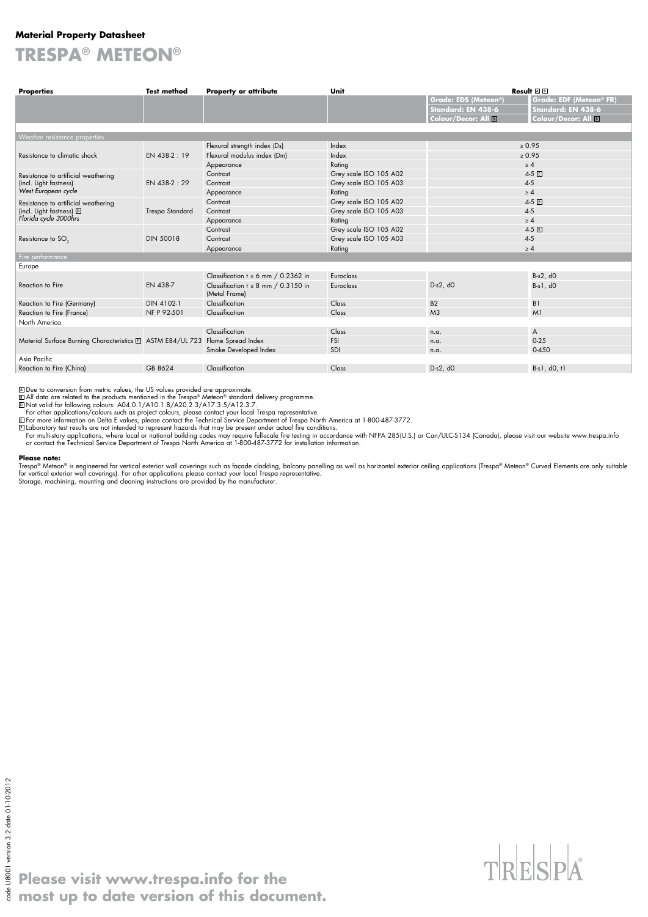**Material Property Datasheet**

# TRESPA® METEON®

| Properties | Test method | Property or attribute | Unit | Result [A] [B] | |
|---|---|---|---|---|---|
| | | | | Grade: EDS (Meteon®) | Grade: EDF (Meteon® FR) |
| | | | | Standard: EN 438-6 | Standard: EN 438-6 |
| | | | | Colour/Decor: All [B] | Colour/Decor: All [B] |
| Weather resistance properties | | | | | |
| Resistance to climatic shock | EN 438-2 : 19 | Flexural strength index (Ds) | Index | ≥ 0.95 | |
| | | Flexural modulus index (Dm) | Index | ≥ 0.95 | |
| | | Appearance | Rating | ≥ 4 | |
| Resistance to artificial weathering (incl. Light fastness) *West European cycle* | EN 438-2 : 29 | Contrast | Grey scale ISO 105 A02 | 4-5 [E] | |
| | | Contrast | Grey scale ISO 105 A03 | 4-5 | |
| | | Appearance | Rating | ≥ 4 | |
| Resistance to artificial weathering (incl. Light fastness) [D] *Florida cycle 3000hrs* | Trespa Standard | Contrast | Grey scale ISO 105 A02 | 4-5 [E] | |
| | | Contrast | Grey scale ISO 105 A03 | 4-5 | |
| | | Appearance | Rating | ≥ 4 | |
| Resistance to $SO_2$ | DIN 50018 | Contrast | Grey scale ISO 105 A02 | 4-5 [E] | |
| | | Contrast | Grey scale ISO 105 A03 | 4-5 | |
| | | Appearance | Rating | ≥ 4 | |
| Fire performance | | | | | |
| Europe | | | | | |
| Reaction to Fire | EN 438-7 | Classification t ≥ 6 mm / 0.2362 in | Euroclass | D-s2, d0 | B-s2, d0 |
| | | Classification t ≥ 8 mm / 0.3150 in (Metal Frame) | Euroclass | | B-s1, d0 |
| Reaction to Fire (Germany) | DIN 4102-1 | Classification | Class | B2 | B1 |
| Reaction to Fire (France) | NF P 92-501 | Classification | Class | M3 | M1 |
| North America | | | | | |
| Material Surface Burning Characteristics [F] | ASTM E84/UL 723 | Classification | Class | n.a. | A |
| | | Flame Spread Index | FSI | n.a. | 0-25 |
| | | Smoke Developed Index | SDI | n.a. | 0-450 |
| Asia Pacific | | | | | |
| Reaction to Fire (China) | GB 8624 | Classification | Class | D-s2, d0 | B-s1, d0, t1 |

[A] Due to conversion from metric values, the US values provided are approximate.
[B] All data are related to the products mentioned in the Trespa® Meteon® standard delivery programme.
[D] Not valid for following colours: A04.0.1/A10.1.8/A20.2.3/A17.3.5/A12.3.7.
For other applications/colours such as project colours, please contact your local Trespa representative.
[E] For more information on Delta E values, please contact the Technical Service Department of Trespa North America at 1-800-487-3772.
[F] Laboratory test results are not intended to represent hazards that may be present under actual fire conditions.
For multi-story applications, where local or national building codes may require full-scale fire testing in accordance with NFPA 285(U.S.) or Can/ULC-S134 (Canada), please visit our website www.trespa.info or contact the Technical Service Department of Trespa North America at 1-800-487-3772 for installation information.

**Please note:**
Trespa® Meteon® is engineered for vertical exterior wall coverings such as façade cladding, balcony panelling as well as horizontal exterior ceiling applications (Trespa® Meteon® Curved Elements are only suitable for vertical exterior wall coverings). For other applications please contact your local Trespa representative.
Storage, machining, mounting and cleaning instructions are provided by the manufacturer.

code U8001 version 3.2 date 01-10-2012

**Please visit www.trespa.info for the most up to date version of this document.**

TRESPA®